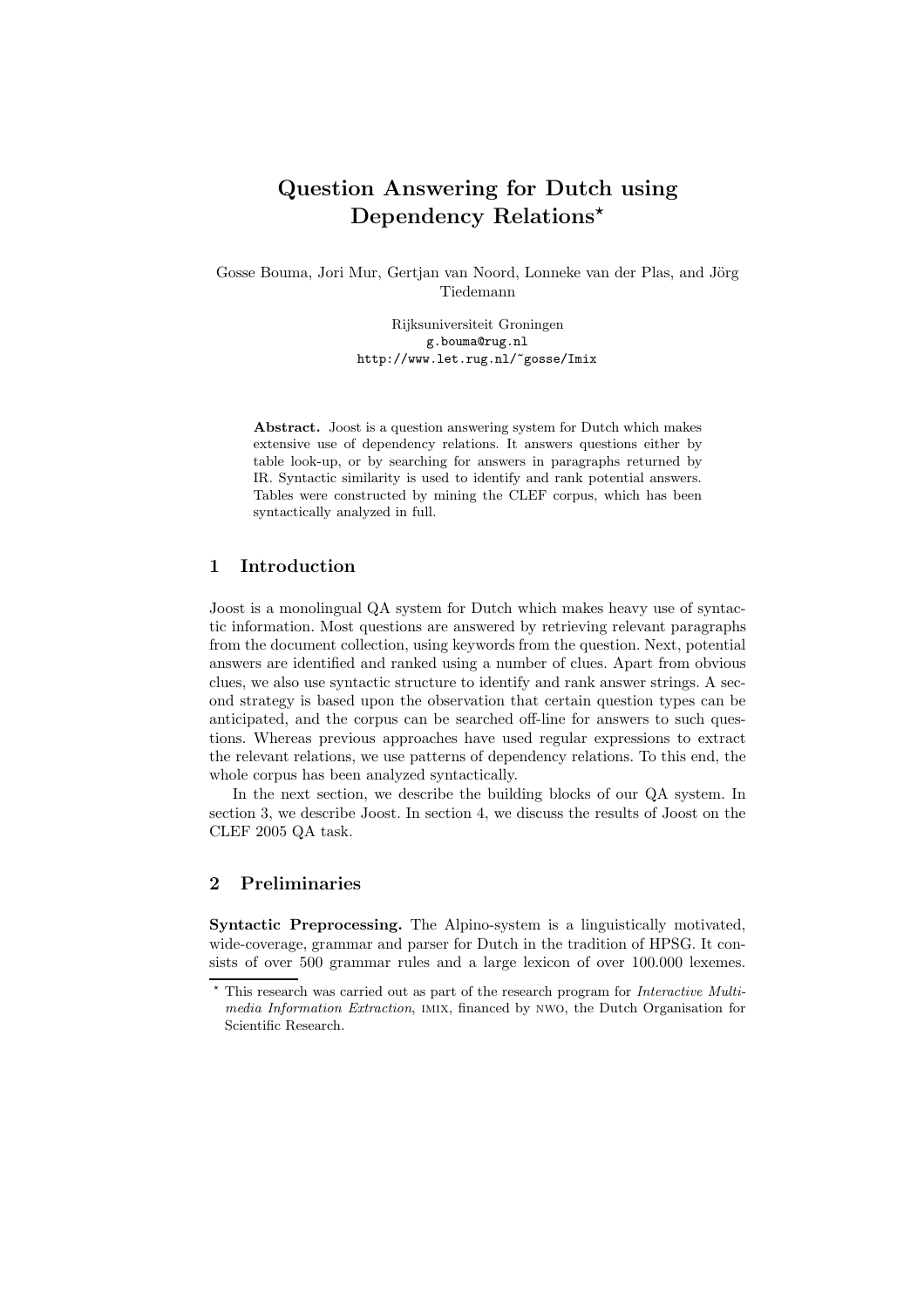# Question Answering for Dutch using Dependency Relations*

Gosse Bouma, Jori Mur, Gertjan van Noord, Lonneke van der Plas, and Jörg Tiedemann

Rijksuniversiteit Groningen
g.bouma@rug.nl
http://www.let.rug.nl/~gosse/Imix

**Abstract.** Joost is a question answering system for Dutch which makes extensive use of dependency relations. It answers questions either by table look-up, or by searching for answers in paragraphs returned by IR. Syntactic similarity is used to identify and rank potential answers. Tables were constructed by mining the CLEF corpus, which has been syntactically analyzed in full.

## 1 Introduction

Joost is a monolingual QA system for Dutch which makes heavy use of syntactic information. Most questions are answered by retrieving relevant paragraphs from the document collection, using keywords from the question. Next, potential answers are identified and ranked using a number of clues. Apart from obvious clues, we also use syntactic structure to identify and rank answer strings. A second strategy is based upon the observation that certain question types can be anticipated, and the corpus can be searched off-line for answers to such questions. Whereas previous approaches have used regular expressions to extract the relevant relations, we use patterns of dependency relations. To this end, the whole corpus has been analyzed syntactically.

In the next section, we describe the building blocks of our QA system. In section 3, we describe Joost. In section 4, we discuss the results of Joost on the CLEF 2005 QA task.

## 2 Preliminaries

**Syntactic Preprocessing.** The Alpino-system is a linguistically motivated, wide-coverage, grammar and parser for Dutch in the tradition of HPSG. It consists of over 500 grammar rules and a large lexicon of over 100.000 lexemes.

---

* This research was carried out as part of the research program for *Interactive Multimedia Information Extraction*, IMIX, financed by NWO, the Dutch Organisation for Scientific Research.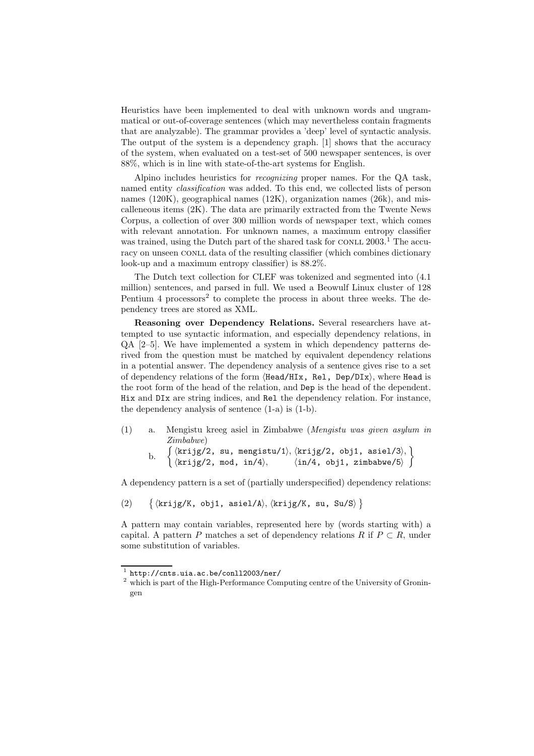Heuristics have been implemented to deal with unknown words and ungrammatical or out-of-coverage sentences (which may nevertheless contain fragments that are analyzable). The grammar provides a 'deep' level of syntactic analysis. The output of the system is a dependency graph. [1] shows that the accuracy of the system, when evaluated on a test-set of 500 newspaper sentences, is over 88%, which is in line with state-of-the-art systems for English.

Alpino includes heuristics for *recognizing* proper names. For the QA task, named entity *classification* was added. To this end, we collected lists of person names (120K), geographical names (12K), organization names (26k), and miscalleneous items (2K). The data are primarily extracted from the Twente News Corpus, a collection of over 300 million words of newspaper text, which comes with relevant annotation. For unknown names, a maximum entropy classifier was trained, using the Dutch part of the shared task for CONLL 2003.[1] The accuracy on unseen CONLL data of the resulting classifier (which combines dictionary look-up and a maximum entropy classifier) is 88.2%.

The Dutch text collection for CLEF was tokenized and segmented into (4.1 million) sentences, and parsed in full. We used a Beowulf Linux cluster of 128 Pentium 4 processors[2] to complete the process in about three weeks. The dependency trees are stored as XML.

**Reasoning over Dependency Relations.** Several researchers have attempted to use syntactic information, and especially dependency relations, in QA [2–5]. We have implemented a system in which dependency patterns derived from the question must be matched by equivalent dependency relations in a potential answer. The dependency analysis of a sentence gives rise to a set of dependency relations of the form ⟨`Head/HIx, Rel, Dep/DIx`⟩, where `Head` is the root form of the head of the relation, and `Dep` is the head of the dependent. `Hix` and `DIx` are string indices, and `Rel` the dependency relation. For instance, the dependency analysis of sentence (1-a) is (1-b).

(1) a. Mengistu kreeg asiel in Zimbabwe (*Mengistu was given asylum in Zimbabwe*)

b. $\left\{ \begin{array}{ll} \langle \texttt{krijg/2, su, mengistu/1} \rangle, & \langle \texttt{krijg/2, obj1, asiel/3} \rangle, \\ \langle \texttt{krijg/2, mod, in/4} \rangle, & \langle \texttt{in/4, obj1, zimbabwe/5} \rangle \end{array} \right\}$

A dependency pattern is a set of (partially underspecified) dependency relations:

(2) $\left\{ \langle \texttt{krijg/K, obj1, asiel/A} \rangle, \langle \texttt{krijg/K, su, Su/S} \rangle \right\}$

A pattern may contain variables, represented here by (words starting with) a capital. A pattern $P$ matches a set of dependency relations $R$ if $P \subset R$, under some substitution of variables.

---

[1] `http://cnts.uia.ac.be/conll2003/ner/`

[2] which is part of the High-Performance Computing centre of the University of Groningen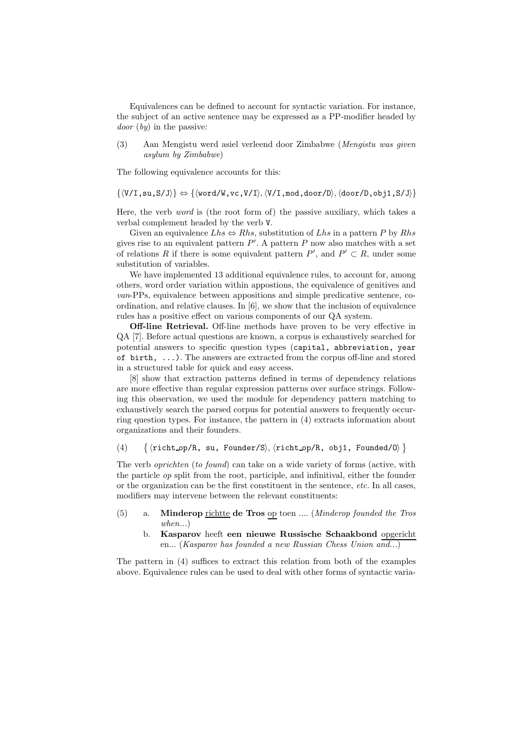Equivalences can be defined to account for syntactic variation. For instance, the subject of an active sentence may be expressed as a PP-modifier headed by *door* (*by*) in the passive:

(3) Aan Mengistu werd asiel verleend door Zimbabwe (*Mengistu was given asylum by Zimbabwe*)

The following equivalence accounts for this:

$$\{\langle \texttt{V/I,su,S/J}\rangle\} \Leftrightarrow \{\langle \texttt{word/W,vc,V/I}\rangle, \langle \texttt{V/I,mod,door/D}\rangle, \langle \texttt{door/D,obj1,S/J}\rangle\}$$

Here, the verb *word* is (the root form of) the passive auxiliary, which takes a verbal complement headed by the verb `V`.

Given an equivalence $Lhs \Leftrightarrow Rhs$, substitution of $Lhs$ in a pattern $P$ by $Rhs$ gives rise to an equivalent pattern $P'$. A pattern $P$ now also matches with a set of relations $R$ if there is some equivalent pattern $P'$, and $P' \subset R$, under some substitution of variables.

We have implemented 13 additional equivalence rules, to account for, among others, word order variation within appostions, the equivalence of genitives and *van*-PPs, equivalence between appositions and simple predicative sentence, coordination, and relative clauses. In [6], we show that the inclusion of equivalence rules has a positive effect on various components of our QA system.

**Off-line Retrieval.** Off-line methods have proven to be very effective in QA [7]. Before actual questions are known, a corpus is exhaustively searched for potential answers to specific question types (`capital, abbreviation, year of birth, ...`). The answers are extracted from the corpus off-line and stored in a structured table for quick and easy access.

[8] show that extraction patterns defined in terms of dependency relations are more effective than regular expression patterns over surface strings. Following this observation, we used the module for dependency pattern matching to exhaustively search the parsed corpus for potential answers to frequently occurring question types. For instance, the pattern in (4) extracts information about organizations and their founders.

(4) $\{\langle \texttt{richt\_op/R, su, Founder/S}\rangle, \langle \texttt{richt\_op/R, obj1, Founded/O}\rangle\}$

The verb *oprichten* (*to found*) can take on a wide variety of forms (active, with the particle *op* split from the root, participle, and infinitival, either the founder or the organization can be the first constituent in the sentence, *etc.* In all cases, modifiers may intervene between the relevant constituents:

(5) a. **Minderop** richtte **de Tros** op toen .... (*Minderop founded the Tros when...*)

b. **Kasparov** heeft **een nieuwe Russische Schaakbond** opgericht en... (*Kasparov has founded a new Russian Chess Union and...*)

The pattern in (4) suffices to extract this relation from both of the examples above. Equivalence rules can be used to deal with other forms of syntactic varia-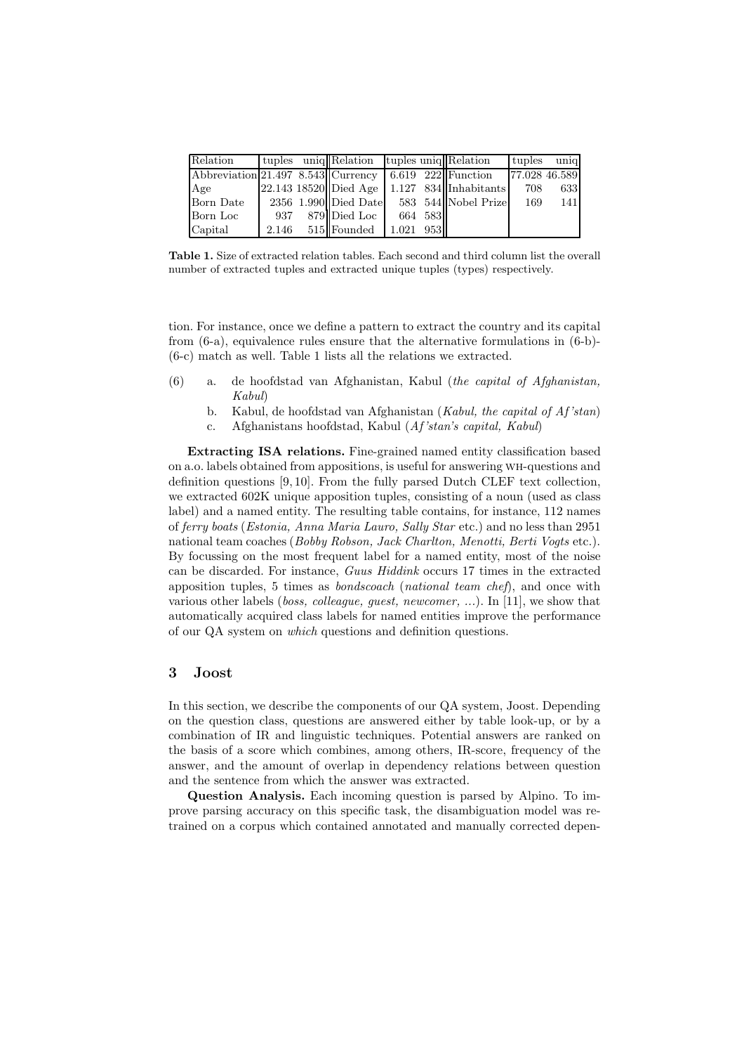| Relation | tuples | uniq | Relation | tuples | uniq | Relation | tuples | uniq |
|---|---|---|---|---|---|---|---|---|
| Abbreviation | 21.497 | 8.543 | Currency | 6.619 | 222 | Function | 77.028 | 46.589 |
| Age | 22.143 | 18520 | Died Age | 1.127 | 834 | Inhabitants | 708 | 633 |
| Born Date | 2356 | 1.990 | Died Date | 583 | 544 | Nobel Prize | 169 | 141 |
| Born Loc | 937 | 879 | Died Loc | 664 | 583 | | | |
| Capital | 2.146 | 515 | Founded | 1.021 | 953 | | | |

**Table 1.** Size of extracted relation tables. Each second and third column list the overall number of extracted tuples and extracted unique tuples (types) respectively.

tion. For instance, once we define a pattern to extract the country and its capital from (6-a), equivalence rules ensure that the alternative formulations in (6-b)-(6-c) match as well. Table 1 lists all the relations we extracted.

(6) a. de hoofdstad van Afghanistan, Kabul (*the capital of Afghanistan, Kabul*)
  b. Kabul, de hoofdstad van Afghanistan (*Kabul, the capital of Af'stan*)
  c. Afghanistans hoofdstad, Kabul (*Af'stan's capital, Kabul*)

**Extracting ISA relations.** Fine-grained named entity classification based on a.o. labels obtained from appositions, is useful for answering WH-questions and definition questions [9, 10]. From the fully parsed Dutch CLEF text collection, we extracted 602K unique apposition tuples, consisting of a noun (used as class label) and a named entity. The resulting table contains, for instance, 112 names of *ferry boats* (*Estonia, Anna Maria Lauro, Sally Star* etc.) and no less than 2951 national team coaches (*Bobby Robson, Jack Charlton, Menotti, Berti Vogts* etc.). By focussing on the most frequent label for a named entity, most of the noise can be discarded. For instance, *Guus Hiddink* occurs 17 times in the extracted apposition tuples, 5 times as *bondscoach* (*national team chef*), and once with various other labels (*boss, colleague, guest, newcomer, ...*). In [11], we show that automatically acquired class labels for named entities improve the performance of our QA system on *which* questions and definition questions.

## 3 Joost

In this section, we describe the components of our QA system, Joost. Depending on the question class, questions are answered either by table look-up, or by a combination of IR and linguistic techniques. Potential answers are ranked on the basis of a score which combines, among others, IR-score, frequency of the answer, and the amount of overlap in dependency relations between question and the sentence from which the answer was extracted.

**Question Analysis.** Each incoming question is parsed by Alpino. To improve parsing accuracy on this specific task, the disambiguation model was retrained on a corpus which contained annotated and manually corrected depen-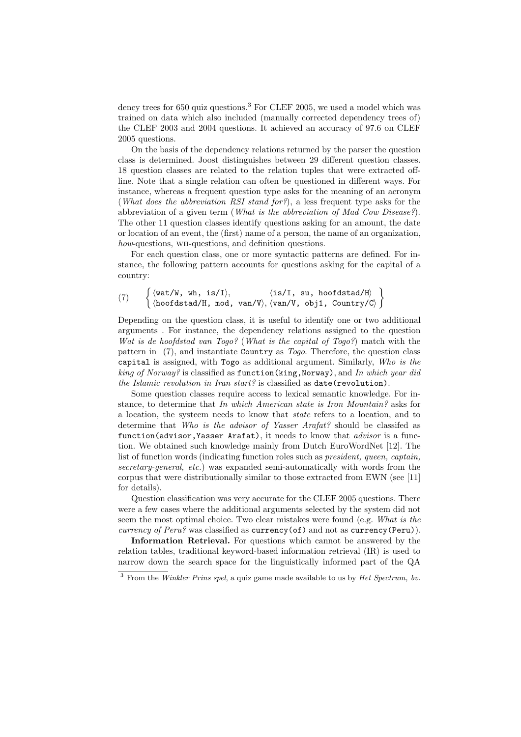dency trees for 650 quiz questions.[3] For CLEF 2005, we used a model which was trained on data which also included (manually corrected dependency trees of) the CLEF 2003 and 2004 questions. It achieved an accuracy of 97.6 on CLEF 2005 questions.

On the basis of the dependency relations returned by the parser the question class is determined. Joost distinguishes between 29 different question classes. 18 question classes are related to the relation tuples that were extracted off-line. Note that a single relation can often be questioned in different ways. For instance, whereas a frequent question type asks for the meaning of an acronym (*What does the abbreviation RSI stand for?*), a less frequent type asks for the abbreviation of a given term (*What is the abbreviation of Mad Cow Disease?*). The other 11 question classes identify questions asking for an amount, the date or location of an event, the (first) name of a person, the name of an organization, *how*-questions, WH-questions, and definition questions.

For each question class, one or more syntactic patterns are defined. For instance, the following pattern accounts for questions asking for the capital of a country:

$$(7) \quad \left\{ \begin{array}{ll} \langle \texttt{wat/W, wh, is/I} \rangle, & \langle \texttt{is/I, su, hoofdstad/H} \rangle \\ \langle \texttt{hoofdstad/H, mod, van/V} \rangle, & \langle \texttt{van/V, obj1, Country/C} \rangle \end{array} \right\}$$

Depending on the question class, it is useful to identify one or two additional arguments . For instance, the dependency relations assigned to the question *Wat is de hoofdstad van Togo?* (*What is the capital of Togo?*) match with the pattern in (7), and instantiate `Country` as *Togo*. Therefore, the question class `capital` is assigned, with `Togo` as additional argument. Similarly, *Who is the king of Norway?* is classified as `function(king,Norway)`, and *In which year did the Islamic revolution in Iran start?* is classified as `date(revolution)`.

Some question classes require access to lexical semantic knowledge. For instance, to determine that *In which American state is Iron Mountain?* asks for a location, the systeem needs to know that *state* refers to a location, and to determine that *Who is the advisor of Yasser Arafat?* should be classifed as `function(advisor,Yasser Arafat)`, it needs to know that *advisor* is a function. We obtained such knowledge mainly from Dutch EuroWordNet [12]. The list of function words (indicating function roles such as *president, queen, captain, secretary-general, etc.*) was expanded semi-automatically with words from the corpus that were distributionally similar to those extracted from EWN (see [11] for details).

Question classification was very accurate for the CLEF 2005 questions. There were a few cases where the additional arguments selected by the system did not seem the most optimal choice. Two clear mistakes were found (e.g. *What is the currency of Peru?* was classified as `currency(of)` and not as `currency(Peru)`).

**Information Retrieval.** For questions which cannot be answered by the relation tables, traditional keyword-based information retrieval (IR) is used to narrow down the search space for the linguistically informed part of the QA

[3] From the *Winkler Prins spel*, a quiz game made available to us by *Het Spectrum, bv.*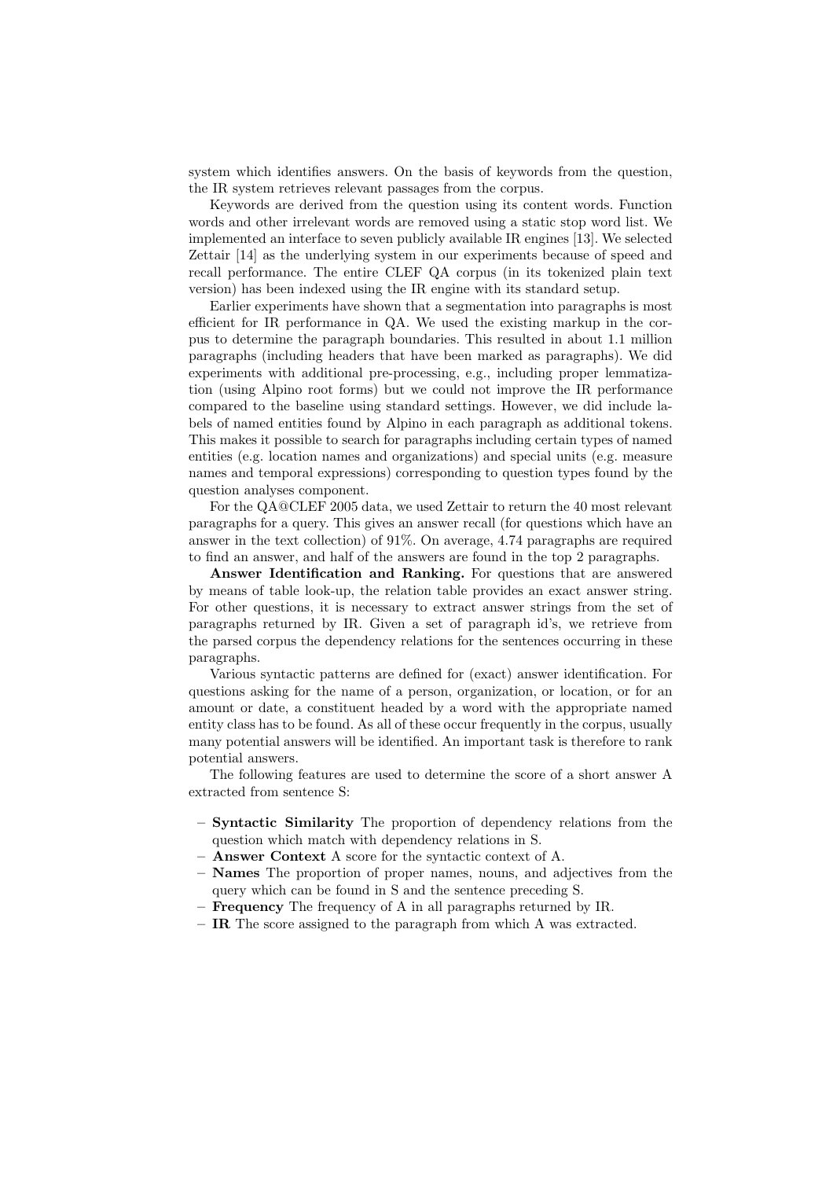system which identifies answers. On the basis of keywords from the question, the IR system retrieves relevant passages from the corpus.

Keywords are derived from the question using its content words. Function words and other irrelevant words are removed using a static stop word list. We implemented an interface to seven publicly available IR engines [13]. We selected Zettair [14] as the underlying system in our experiments because of speed and recall performance. The entire CLEF QA corpus (in its tokenized plain text version) has been indexed using the IR engine with its standard setup.

Earlier experiments have shown that a segmentation into paragraphs is most efficient for IR performance in QA. We used the existing markup in the corpus to determine the paragraph boundaries. This resulted in about 1.1 million paragraphs (including headers that have been marked as paragraphs). We did experiments with additional pre-processing, e.g., including proper lemmatization (using Alpino root forms) but we could not improve the IR performance compared to the baseline using standard settings. However, we did include labels of named entities found by Alpino in each paragraph as additional tokens. This makes it possible to search for paragraphs including certain types of named entities (e.g. location names and organizations) and special units (e.g. measure names and temporal expressions) corresponding to question types found by the question analyses component.

For the QA@CLEF 2005 data, we used Zettair to return the 40 most relevant paragraphs for a query. This gives an answer recall (for questions which have an answer in the text collection) of 91%. On average, 4.74 paragraphs are required to find an answer, and half of the answers are found in the top 2 paragraphs.

**Answer Identification and Ranking.** For questions that are answered by means of table look-up, the relation table provides an exact answer string. For other questions, it is necessary to extract answer strings from the set of paragraphs returned by IR. Given a set of paragraph id's, we retrieve from the parsed corpus the dependency relations for the sentences occurring in these paragraphs.

Various syntactic patterns are defined for (exact) answer identification. For questions asking for the name of a person, organization, or location, or for an amount or date, a constituent headed by a word with the appropriate named entity class has to be found. As all of these occur frequently in the corpus, usually many potential answers will be identified. An important task is therefore to rank potential answers.

The following features are used to determine the score of a short answer A extracted from sentence S:

- **Syntactic Similarity** The proportion of dependency relations from the question which match with dependency relations in S.
- **Answer Context** A score for the syntactic context of A.
- **Names** The proportion of proper names, nouns, and adjectives from the query which can be found in S and the sentence preceding S.
- **Frequency** The frequency of A in all paragraphs returned by IR.
- **IR** The score assigned to the paragraph from which A was extracted.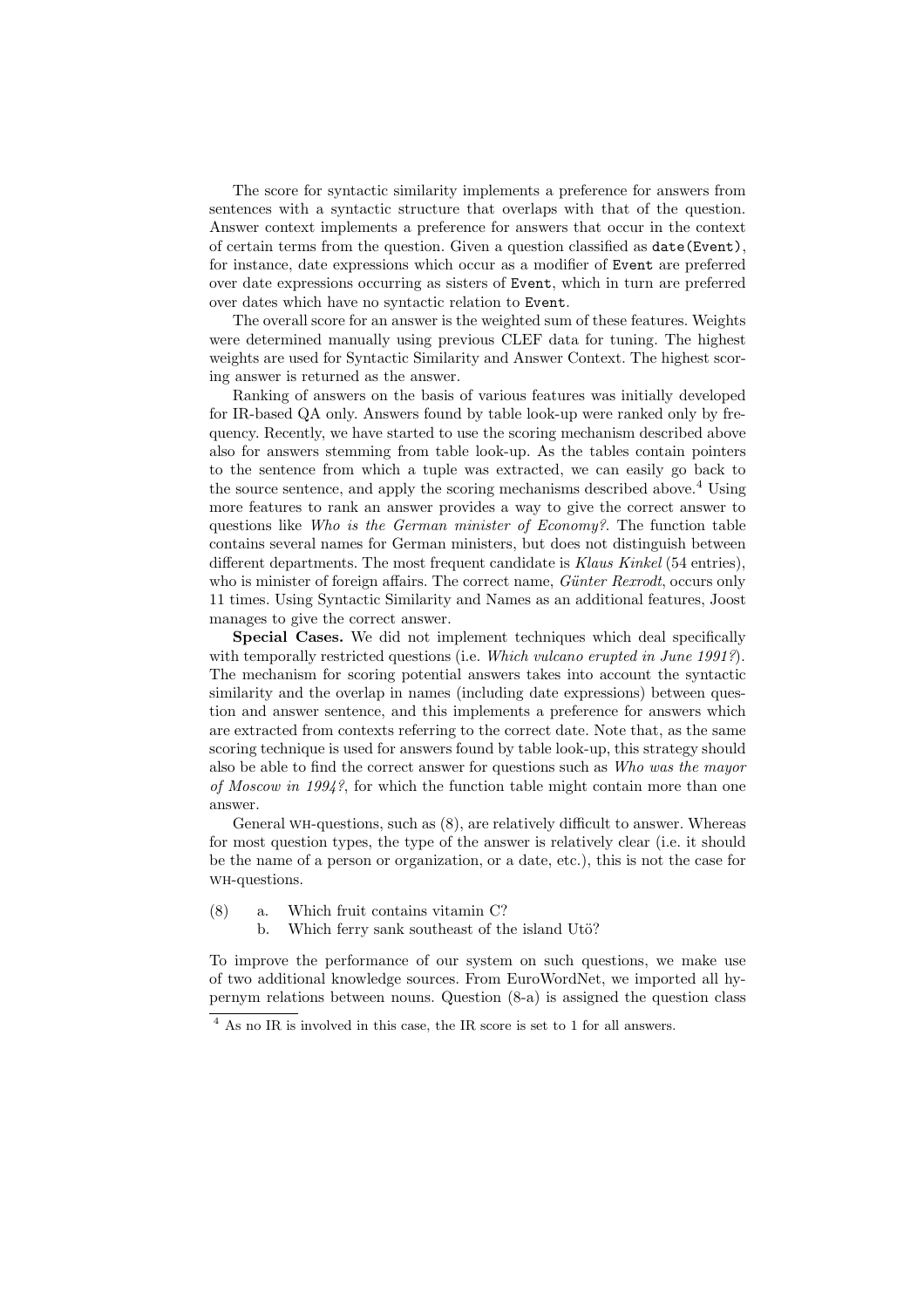The score for syntactic similarity implements a preference for answers from sentences with a syntactic structure that overlaps with that of the question. Answer context implements a preference for answers that occur in the context of certain terms from the question. Given a question classified as `date(Event)`, for instance, date expressions which occur as a modifier of `Event` are preferred over date expressions occurring as sisters of `Event`, which in turn are preferred over dates which have no syntactic relation to `Event`.

The overall score for an answer is the weighted sum of these features. Weights were determined manually using previous CLEF data for tuning. The highest weights are used for Syntactic Similarity and Answer Context. The highest scoring answer is returned as the answer.

Ranking of answers on the basis of various features was initially developed for IR-based QA only. Answers found by table look-up were ranked only by frequency. Recently, we have started to use the scoring mechanism described above also for answers stemming from table look-up. As the tables contain pointers to the sentence from which a tuple was extracted, we can easily go back to the source sentence, and apply the scoring mechanisms described above.[4] Using more features to rank an answer provides a way to give the correct answer to questions like *Who is the German minister of Economy?*. The function table contains several names for German ministers, but does not distinguish between different departments. The most frequent candidate is *Klaus Kinkel* (54 entries), who is minister of foreign affairs. The correct name, *Günter Rexrodt*, occurs only 11 times. Using Syntactic Similarity and Names as an additional features, Joost manages to give the correct answer.

**Special Cases.** We did not implement techniques which deal specifically with temporally restricted questions (i.e. *Which vulcano erupted in June 1991?*). The mechanism for scoring potential answers takes into account the syntactic similarity and the overlap in names (including date expressions) between question and answer sentence, and this implements a preference for answers which are extracted from contexts referring to the correct date. Note that, as the same scoring technique is used for answers found by table look-up, this strategy should also be able to find the correct answer for questions such as *Who was the mayor of Moscow in 1994?*, for which the function table might contain more than one answer.

General WH-questions, such as (8), are relatively difficult to answer. Whereas for most question types, the type of the answer is relatively clear (i.e. it should be the name of a person or organization, or a date, etc.), this is not the case for WH-questions.

(8) a. Which fruit contains vitamin C?
 b. Which ferry sank southeast of the island Utö?

To improve the performance of our system on such questions, we make use of two additional knowledge sources. From EuroWordNet, we imported all hypernym relations between nouns. Question (8-a) is assigned the question class

[4] As no IR is involved in this case, the IR score is set to 1 for all answers.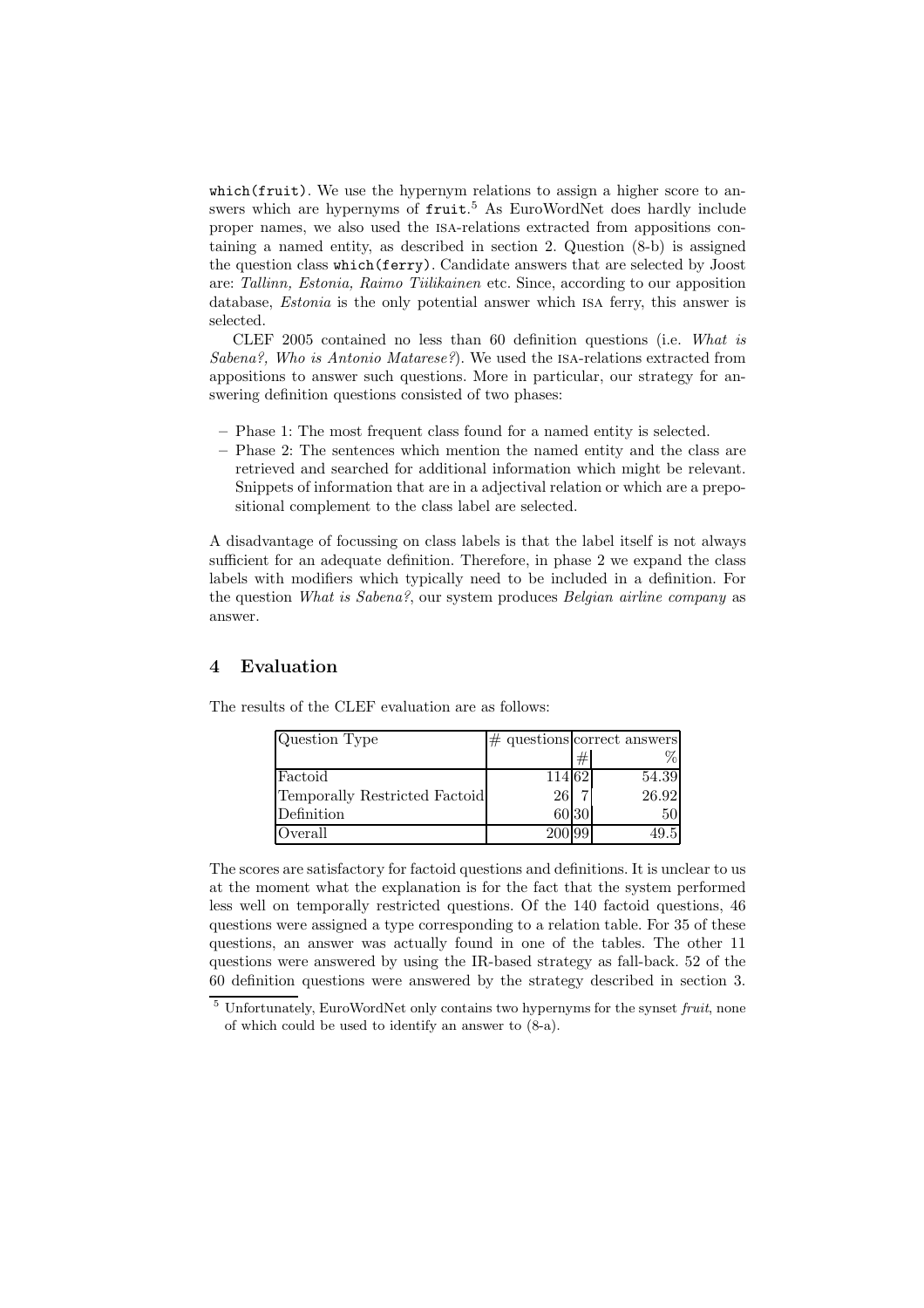which(fruit). We use the hypernym relations to assign a higher score to answers which are hypernyms of fruit.[5] As EuroWordNet does hardly include proper names, we also used the ISA-relations extracted from appositions containing a named entity, as described in section 2. Question (8-b) is assigned the question class which(ferry). Candidate answers that are selected by Joost are: *Tallinn, Estonia, Raimo Tiilikainen* etc. Since, according to our apposition database, *Estonia* is the only potential answer which ISA ferry, this answer is selected.

CLEF 2005 contained no less than 60 definition questions (i.e. *What is Sabena?, Who is Antonio Matarese?*). We used the ISA-relations extracted from appositions to answer such questions. More in particular, our strategy for answering definition questions consisted of two phases:

- Phase 1: The most frequent class found for a named entity is selected.
- Phase 2: The sentences which mention the named entity and the class are retrieved and searched for additional information which might be relevant. Snippets of information that are in a adjectival relation or which are a prepositional complement to the class label are selected.

A disadvantage of focussing on class labels is that the label itself is not always sufficient for an adequate definition. Therefore, in phase 2 we expand the class labels with modifiers which typically need to be included in a definition. For the question *What is Sabena?*, our system produces *Belgian airline company* as answer.

## 4 Evaluation

The results of the CLEF evaluation are as follows:

| Question Type | # questions | correct answers | |
|---|---|---|---|
| | | # | % |
| Factoid | 114 | 62 | 54.39 |
| Temporally Restricted Factoid | 26 | 7 | 26.92 |
| Definition | 60 | 30 | 50 |
| Overall | 200 | 99 | 49.5 |

The scores are satisfactory for factoid questions and definitions. It is unclear to us at the moment what the explanation is for the fact that the system performed less well on temporally restricted questions. Of the 140 factoid questions, 46 questions were assigned a type corresponding to a relation table. For 35 of these questions, an answer was actually found in one of the tables. The other 11 questions were answered by using the IR-based strategy as fall-back. 52 of the 60 definition questions were answered by the strategy described in section 3.

[5] Unfortunately, EuroWordNet only contains two hypernyms for the synset *fruit*, none of which could be used to identify an answer to (8-a).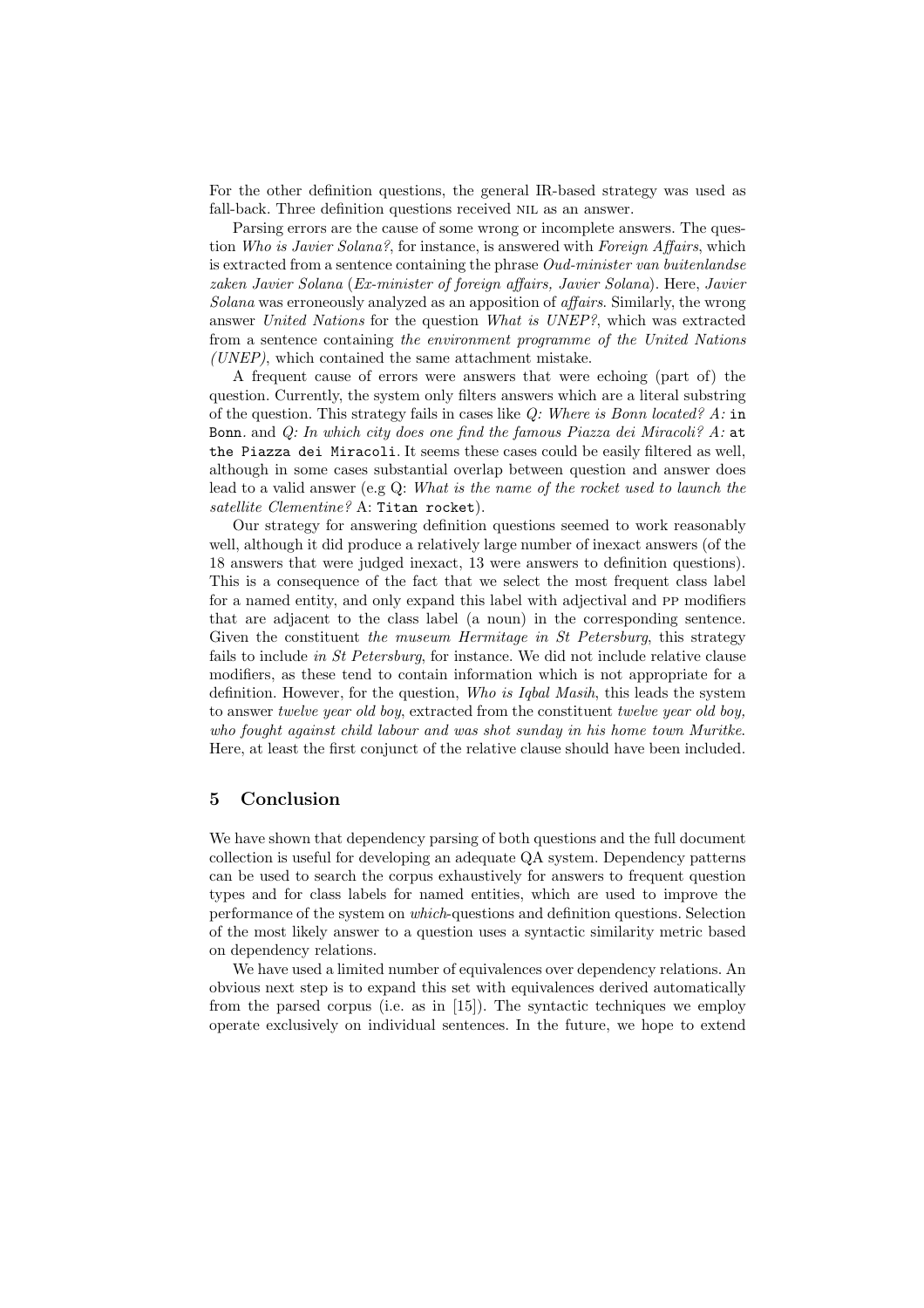For the other definition questions, the general IR-based strategy was used as fall-back. Three definition questions received NIL as an answer.

Parsing errors are the cause of some wrong or incomplete answers. The question *Who is Javier Solana?*, for instance, is answered with *Foreign Affairs*, which is extracted from a sentence containing the phrase *Oud-minister van buitenlandse zaken Javier Solana* (*Ex-minister of foreign affairs, Javier Solana*). Here, *Javier Solana* was erroneously analyzed as an apposition of *affairs*. Similarly, the wrong answer *United Nations* for the question *What is UNEP?*, which was extracted from a sentence containing *the environment programme of the United Nations (UNEP)*, which contained the same attachment mistake.

A frequent cause of errors were answers that were echoing (part of) the question. Currently, the system only filters answers which are a literal substring of the question. This strategy fails in cases like *Q: Where is Bonn located? A:* `in Bonn`. and *Q: In which city does one find the famous Piazza dei Miracoli? A:* `at the Piazza dei Miracoli`. It seems these cases could be easily filtered as well, although in some cases substantial overlap between question and answer does lead to a valid answer (e.g Q: *What is the name of the rocket used to launch the satellite Clementine?* A: `Titan rocket`).

Our strategy for answering definition questions seemed to work reasonably well, although it did produce a relatively large number of inexact answers (of the 18 answers that were judged inexact, 13 were answers to definition questions). This is a consequence of the fact that we select the most frequent class label for a named entity, and only expand this label with adjectival and PP modifiers that are adjacent to the class label (a noun) in the corresponding sentence. Given the constituent *the museum Hermitage in St Petersburg*, this strategy fails to include *in St Petersburg*, for instance. We did not include relative clause modifiers, as these tend to contain information which is not appropriate for a definition. However, for the question, *Who is Iqbal Masih*, this leads the system to answer *twelve year old boy*, extracted from the constituent *twelve year old boy, who fought against child labour and was shot sunday in his home town Muritke*. Here, at least the first conjunct of the relative clause should have been included.

## 5 Conclusion

We have shown that dependency parsing of both questions and the full document collection is useful for developing an adequate QA system. Dependency patterns can be used to search the corpus exhaustively for answers to frequent question types and for class labels for named entities, which are used to improve the performance of the system on *which*-questions and definition questions. Selection of the most likely answer to a question uses a syntactic similarity metric based on dependency relations.

We have used a limited number of equivalences over dependency relations. An obvious next step is to expand this set with equivalences derived automatically from the parsed corpus (i.e. as in [15]). The syntactic techniques we employ operate exclusively on individual sentences. In the future, we hope to extend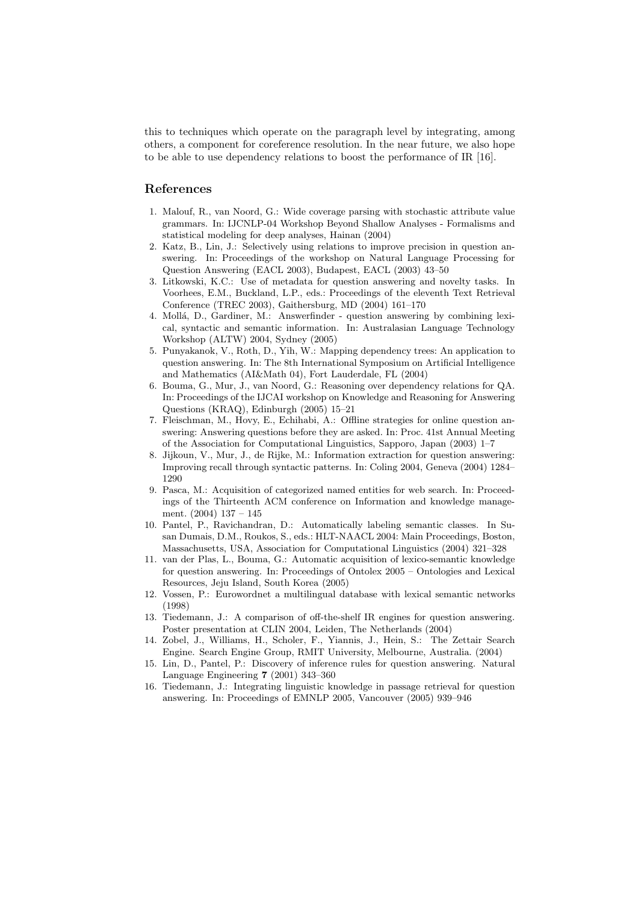this to techniques which operate on the paragraph level by integrating, among others, a component for coreference resolution. In the near future, we also hope to be able to use dependency relations to boost the performance of IR [16].

## References

1. Malouf, R., van Noord, G.: Wide coverage parsing with stochastic attribute value grammars. In: IJCNLP-04 Workshop Beyond Shallow Analyses - Formalisms and statistical modeling for deep analyses, Hainan (2004)
2. Katz, B., Lin, J.: Selectively using relations to improve precision in question answering. In: Proceedings of the workshop on Natural Language Processing for Question Answering (EACL 2003), Budapest, EACL (2003) 43–50
3. Litkowski, K.C.: Use of metadata for question answering and novelty tasks. In Voorhees, E.M., Buckland, L.P., eds.: Proceedings of the eleventh Text Retrieval Conference (TREC 2003), Gaithersburg, MD (2004) 161–170
4. Mollá, D., Gardiner, M.: Answerfinder - question answering by combining lexical, syntactic and semantic information. In: Australasian Language Technology Workshop (ALTW) 2004, Sydney (2005)
5. Punyakanok, V., Roth, D., Yih, W.: Mapping dependency trees: An application to question answering. In: The 8th International Symposium on Artificial Intelligence and Mathematics (AI&Math 04), Fort Lauderdale, FL (2004)
6. Bouma, G., Mur, J., van Noord, G.: Reasoning over dependency relations for QA. In: Proceedings of the IJCAI workshop on Knowledge and Reasoning for Answering Questions (KRAQ), Edinburgh (2005) 15–21
7. Fleischman, M., Hovy, E., Echihabi, A.: Offline strategies for online question answering: Answering questions before they are asked. In: Proc. 41st Annual Meeting of the Association for Computational Linguistics, Sapporo, Japan (2003) 1–7
8. Jijkoun, V., Mur, J., de Rijke, M.: Information extraction for question answering: Improving recall through syntactic patterns. In: Coling 2004, Geneva (2004) 1284–1290
9. Pasca, M.: Acquisition of categorized named entities for web search. In: Proceedings of the Thirteenth ACM conference on Information and knowledge management. (2004) 137 – 145
10. Pantel, P., Ravichandran, D.: Automatically labeling semantic classes. In Susan Dumais, D.M., Roukos, S., eds.: HLT-NAACL 2004: Main Proceedings, Boston, Massachusetts, USA, Association for Computational Linguistics (2004) 321–328
11. van der Plas, L., Bouma, G.: Automatic acquisition of lexico-semantic knowledge for question answering. In: Proceedings of Ontolex 2005 – Ontologies and Lexical Resources, Jeju Island, South Korea (2005)
12. Vossen, P.: Eurowordnet a multilingual database with lexical semantic networks (1998)
13. Tiedemann, J.: A comparison of off-the-shelf IR engines for question answering. Poster presentation at CLIN 2004, Leiden, The Netherlands (2004)
14. Zobel, J., Williams, H., Scholer, F., Yiannis, J., Hein, S.: The Zettair Search Engine. Search Engine Group, RMIT University, Melbourne, Australia. (2004)
15. Lin, D., Pantel, P.: Discovery of inference rules for question answering. Natural Language Engineering **7** (2001) 343–360
16. Tiedemann, J.: Integrating linguistic knowledge in passage retrieval for question answering. In: Proceedings of EMNLP 2005, Vancouver (2005) 939–946